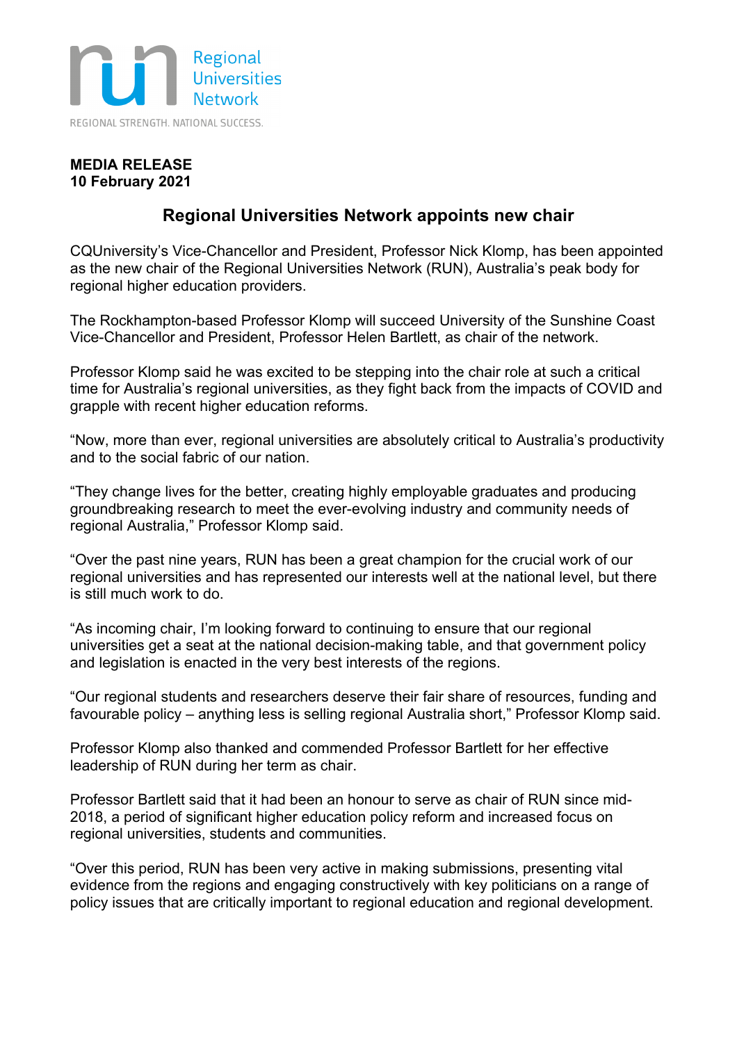Regional Universities Network

REGIONAL STRENGTH. NATIONAL SUCCESS.

**MEDIA RELEASE**
**10 February 2021**

# Regional Universities Network appoints new chair

CQUniversity's Vice-Chancellor and President, Professor Nick Klomp, has been appointed as the new chair of the Regional Universities Network (RUN), Australia's peak body for regional higher education providers.

The Rockhampton-based Professor Klomp will succeed University of the Sunshine Coast Vice-Chancellor and President, Professor Helen Bartlett, as chair of the network.

Professor Klomp said he was excited to be stepping into the chair role at such a critical time for Australia's regional universities, as they fight back from the impacts of COVID and grapple with recent higher education reforms.

"Now, more than ever, regional universities are absolutely critical to Australia's productivity and to the social fabric of our nation.

"They change lives for the better, creating highly employable graduates and producing groundbreaking research to meet the ever-evolving industry and community needs of regional Australia," Professor Klomp said.

"Over the past nine years, RUN has been a great champion for the crucial work of our regional universities and has represented our interests well at the national level, but there is still much work to do.

"As incoming chair, I'm looking forward to continuing to ensure that our regional universities get a seat at the national decision-making table, and that government policy and legislation is enacted in the very best interests of the regions.

"Our regional students and researchers deserve their fair share of resources, funding and favourable policy – anything less is selling regional Australia short," Professor Klomp said.

Professor Klomp also thanked and commended Professor Bartlett for her effective leadership of RUN during her term as chair.

Professor Bartlett said that it had been an honour to serve as chair of RUN since mid-2018, a period of significant higher education policy reform and increased focus on regional universities, students and communities.

"Over this period, RUN has been very active in making submissions, presenting vital evidence from the regions and engaging constructively with key politicians on a range of policy issues that are critically important to regional education and regional development.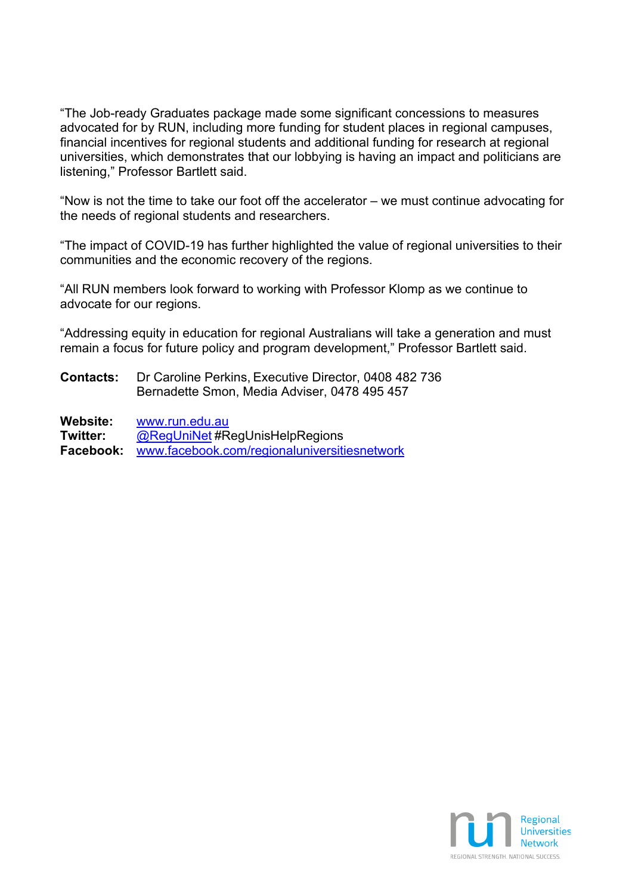"The Job-ready Graduates package made some significant concessions to measures advocated for by RUN, including more funding for student places in regional campuses, financial incentives for regional students and additional funding for research at regional universities, which demonstrates that our lobbying is having an impact and politicians are listening," Professor Bartlett said.

"Now is not the time to take our foot off the accelerator – we must continue advocating for the needs of regional students and researchers.

"The impact of COVID-19 has further highlighted the value of regional universities to their communities and the economic recovery of the regions.

"All RUN members look forward to working with Professor Klomp as we continue to advocate for our regions.

"Addressing equity in education for regional Australians will take a generation and must remain a focus for future policy and program development," Professor Bartlett said.

**Contacts:** Dr Caroline Perkins, Executive Director, 0408 482 736
Bernadette Smon, Media Adviser, 0478 495 457

**Website:** www.run.edu.au
**Twitter:** @RegUniNet #RegUnisHelpRegions
**Facebook:** www.facebook.com/regionaluniversitiesnetwork

Regional Universities Network
REGIONAL STRENGTH. NATIONAL SUCCESS.